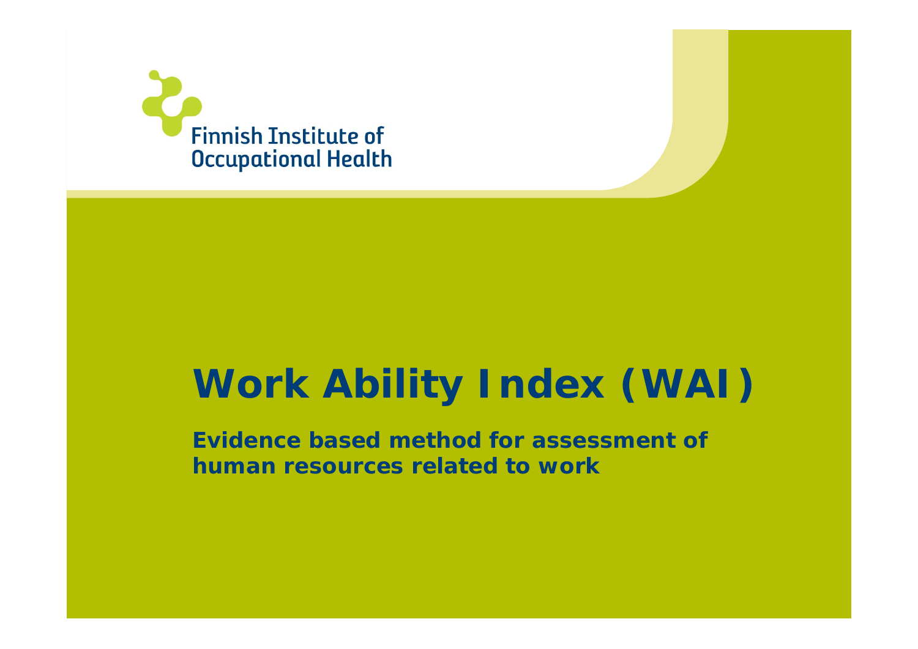Finnish Institute of Occupational Health

# Work Ability Index (WAI)

**Evidence based method for assessment of human resources related to work**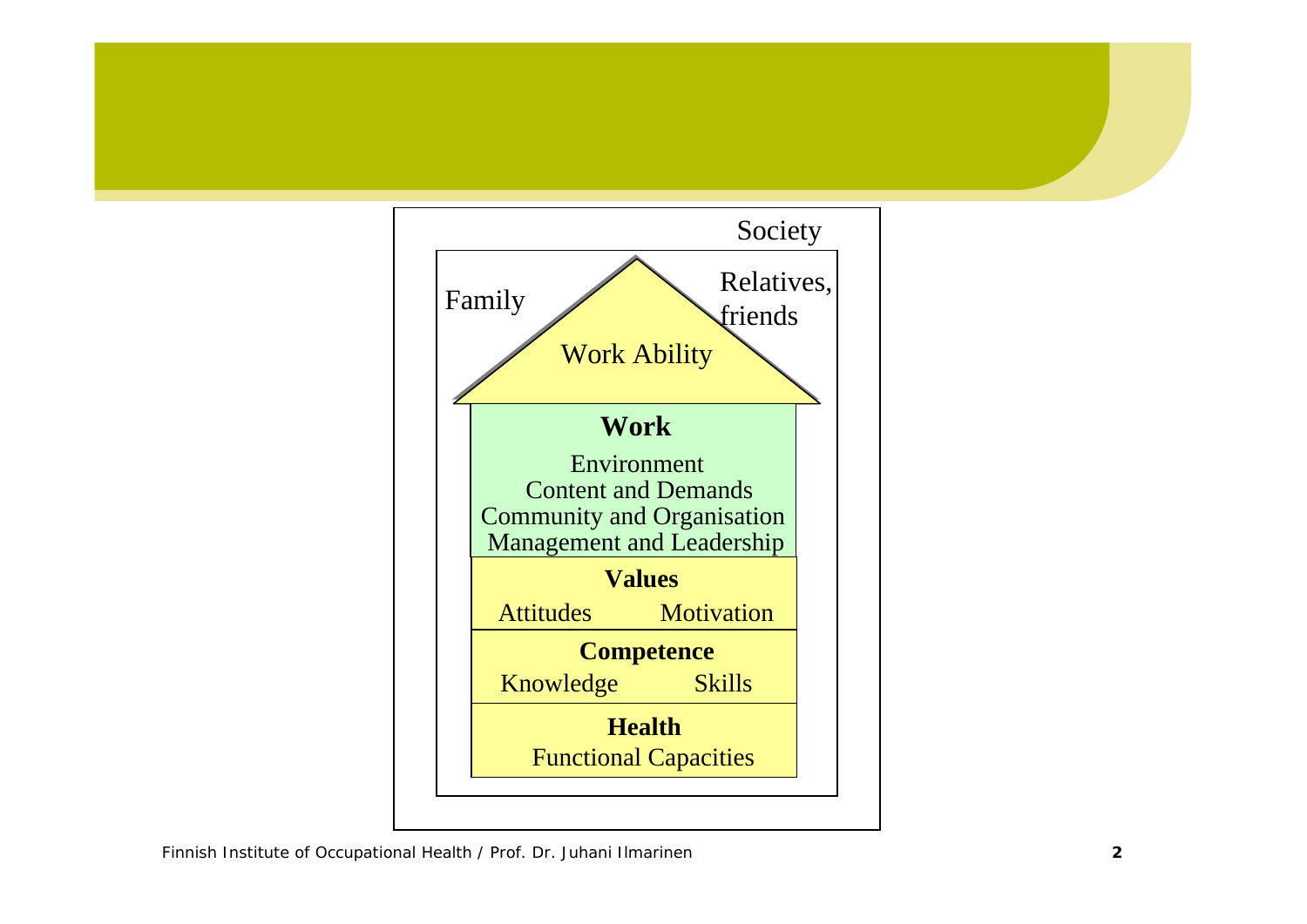Society

Family

Relatives, friends

Work Ability

**Work**

Environment
Content and Demands
Community and Organisation
Management and Leadership

**Values**

Attitudes Motivation

**Competence**

Knowledge Skills

**Health**

Functional Capacities

Finnish Institute of Occupational Health / Prof. Dr. Juhani Ilmarinen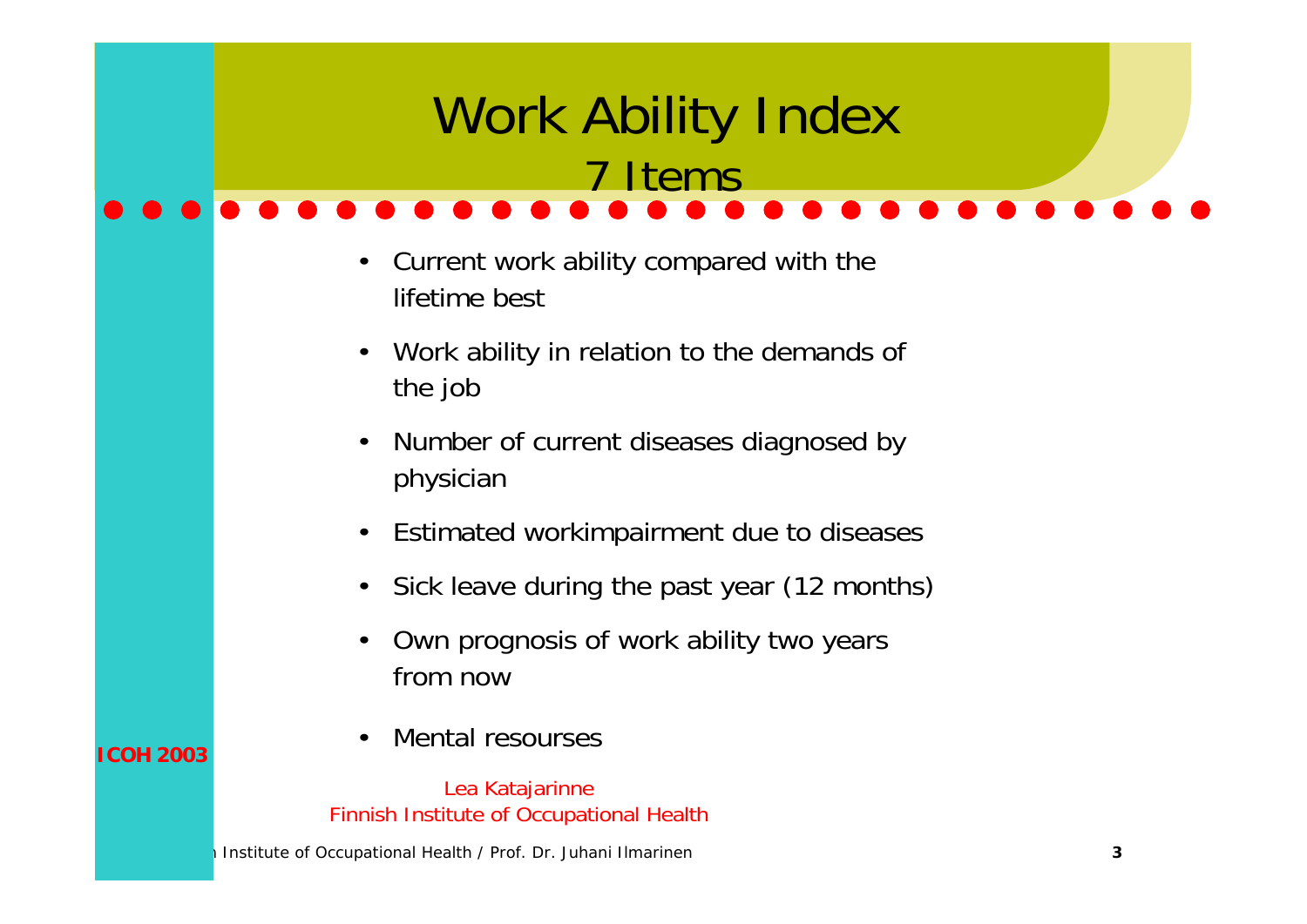# Work Ability Index

## 7 Items

- Current work ability compared with the lifetime best
- Work ability in relation to the demands of the job
- Number of current diseases diagnosed by physician
- Estimated workimpairment due to diseases
- Sick leave during the past year (12 months)
- Own prognosis of work ability two years from now
- Mental resourses

**ICOH 2003**

Lea Katajarinne
Finnish Institute of Occupational Health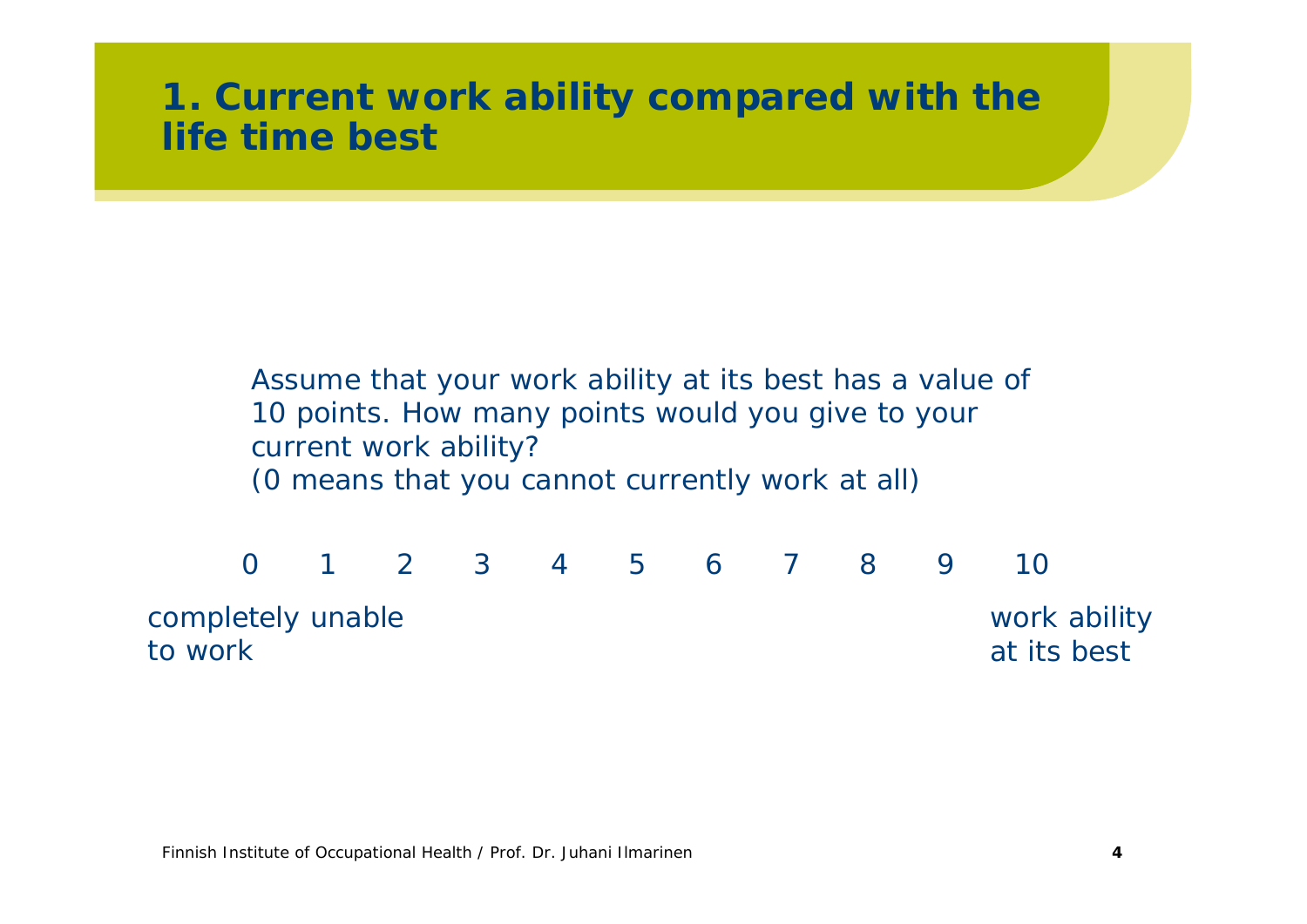# 1. Current work ability compared with the life time best

Assume that your work ability at its best has a value of 10 points. How many points would you give to your current work ability?
(0 means that you cannot currently work at all)

0 1 2 3 4 5 6 7 8 9 10

completely unable to work — work ability at its best

Finnish Institute of Occupational Health / Prof. Dr. Juhani Ilmarinen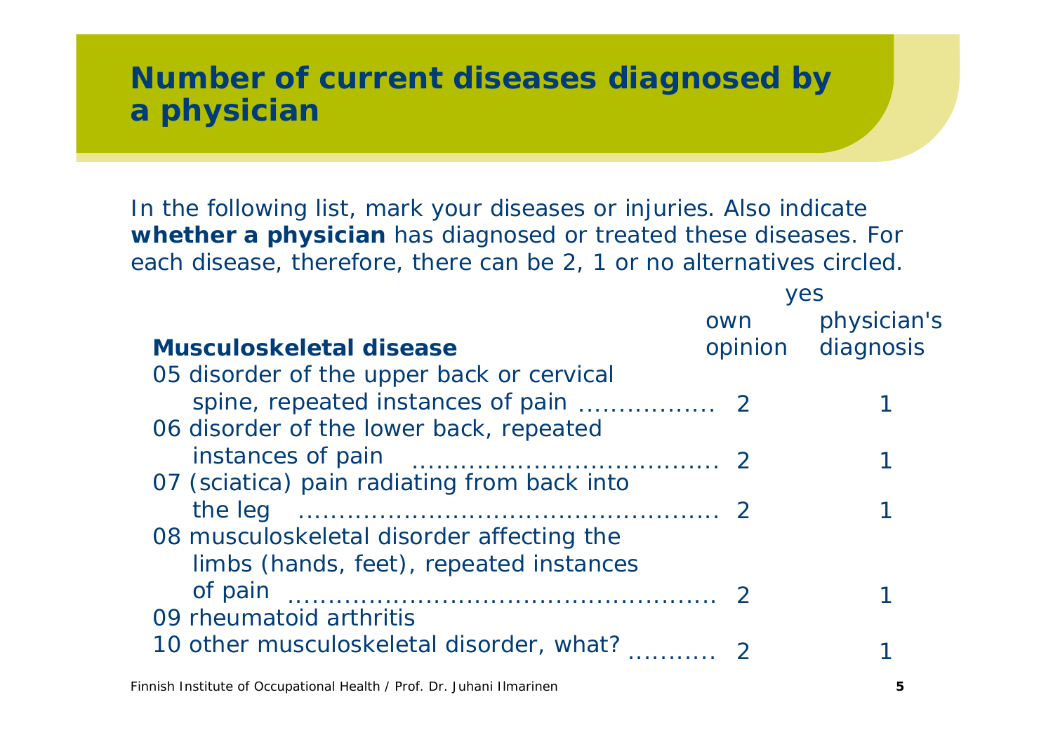# Number of current diseases diagnosed by a physician

In the following list, mark your diseases or injuries. Also indicate **whether a physician** has diagnosed or treated these diseases. For each disease, therefore, there can be 2, 1 or no alternatives circled.

| **Musculoskeletal disease** | yes own opinion | yes physician's diagnosis |
|---|---|---|
| 05 disorder of the upper back or cervical spine, repeated instances of pain ................ | 2 | 1 |
| 06 disorder of the lower back, repeated instances of pain .................................... | 2 | 1 |
| 07 (sciatica) pain radiating from back into the leg ................................................ | 2 | 1 |
| 08 musculoskeletal disorder affecting the limbs (hands, feet), repeated instances of pain .................................................. | 2 | 1 |
| 09 rheumatoid arthritis | | |
| 10 other musculoskeletal disorder, what? .......... | 2 | 1 |

Finnish Institute of Occupational Health / Prof. Dr. Juhani Ilmarinen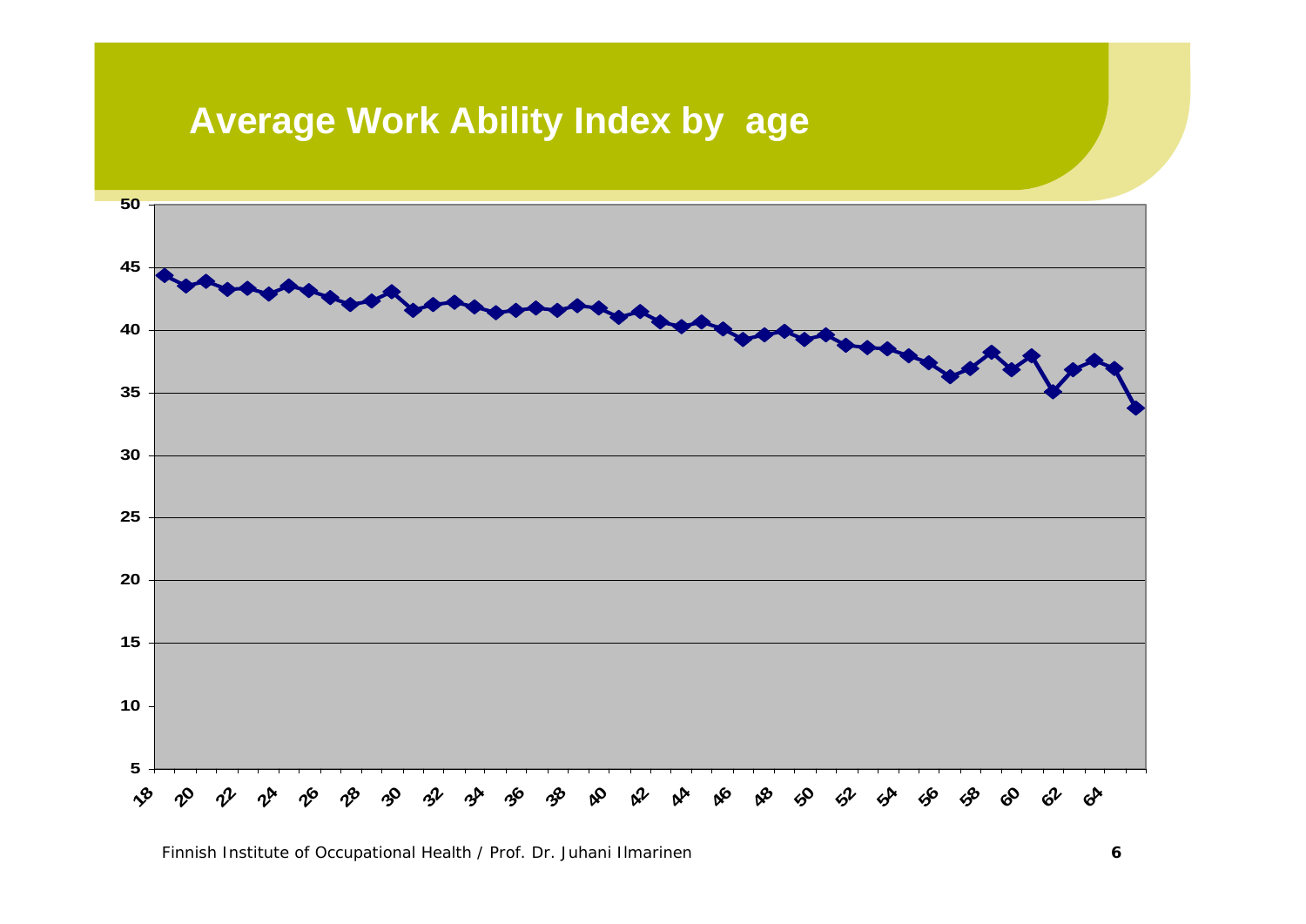# Average Work Ability Index by age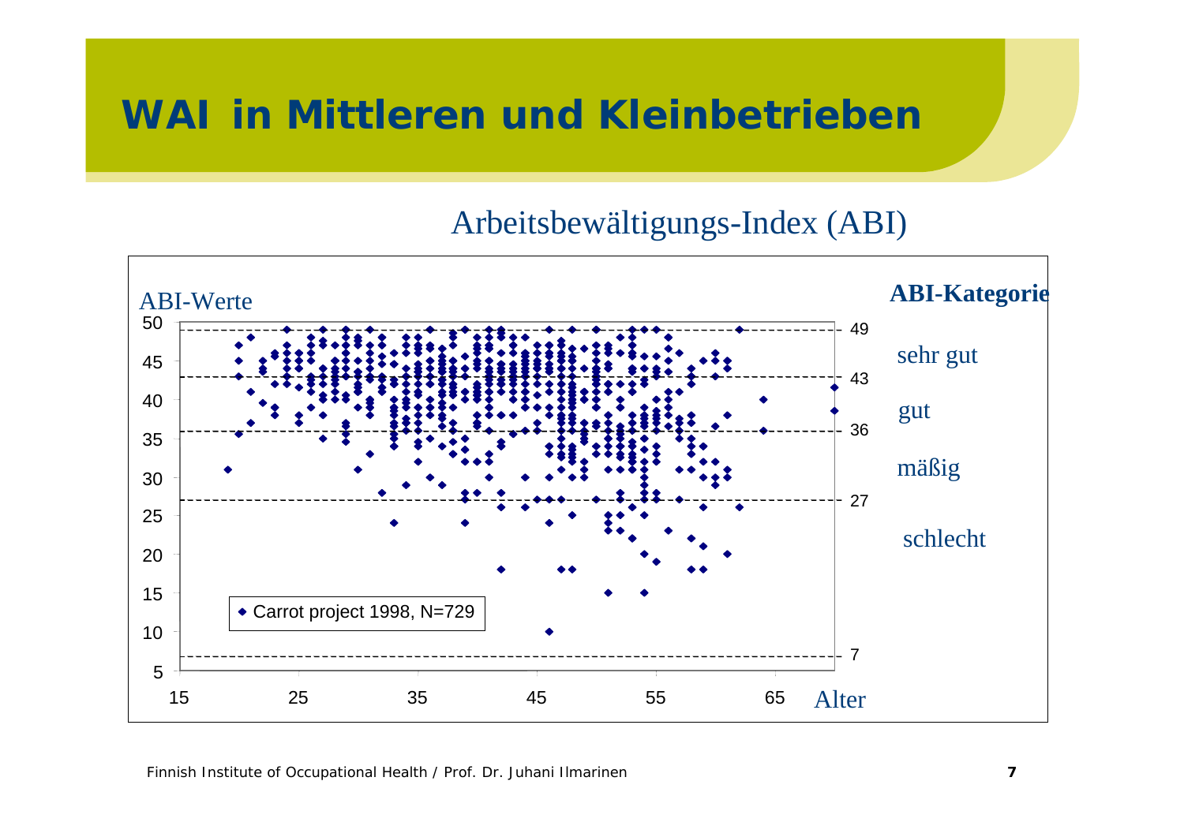# WAI in Mittleren und Kleinbetrieben

Arbeitsbewältigungs-Index (ABI)

ABI-Werte

**ABI-Kategorie**

- 49
- sehr gut
- 43
- gut
- 36
- mäßig
- 27
- schlecht
- 7

Carrot project 1998, N=729

Alter

Finnish Institute of Occupational Health / Prof. Dr. Juhani Ilmarinen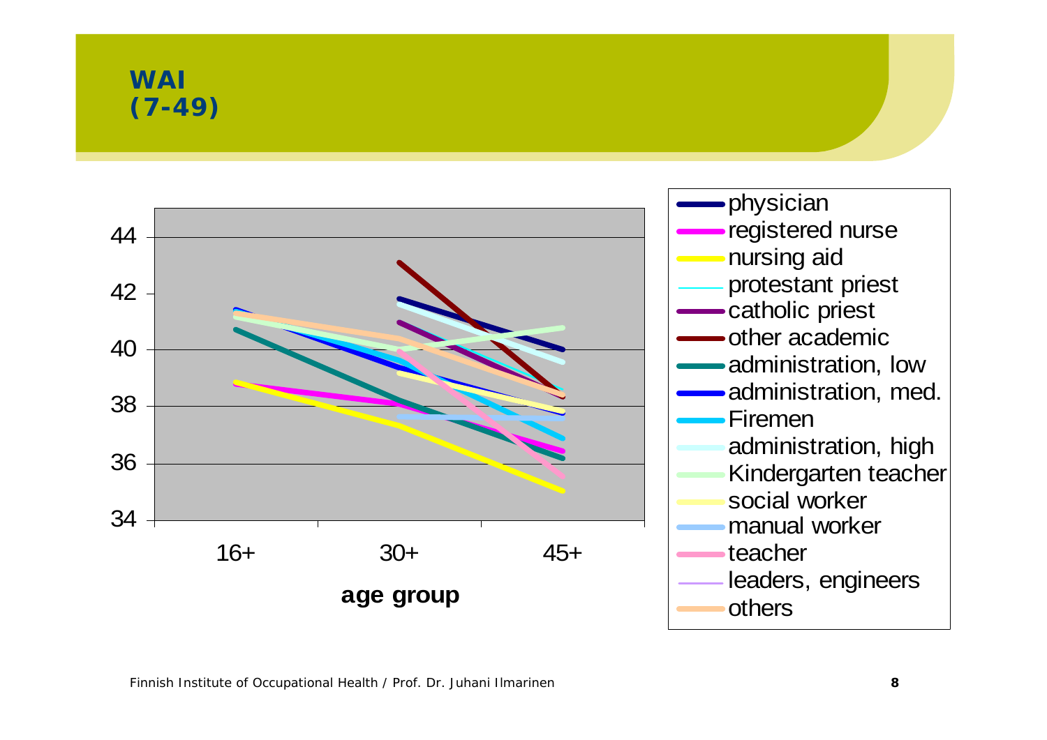# WAI (7-49)

age group: 16+, 30+, 45+

- physician
- registered nurse
- nursing aid
- protestant priest
- catholic priest
- other academic
- administration, low
- administration, med.
- Firemen
- administration, high
- Kindergarten teacher
- social worker
- manual worker
- teacher
- leaders, engineers
- others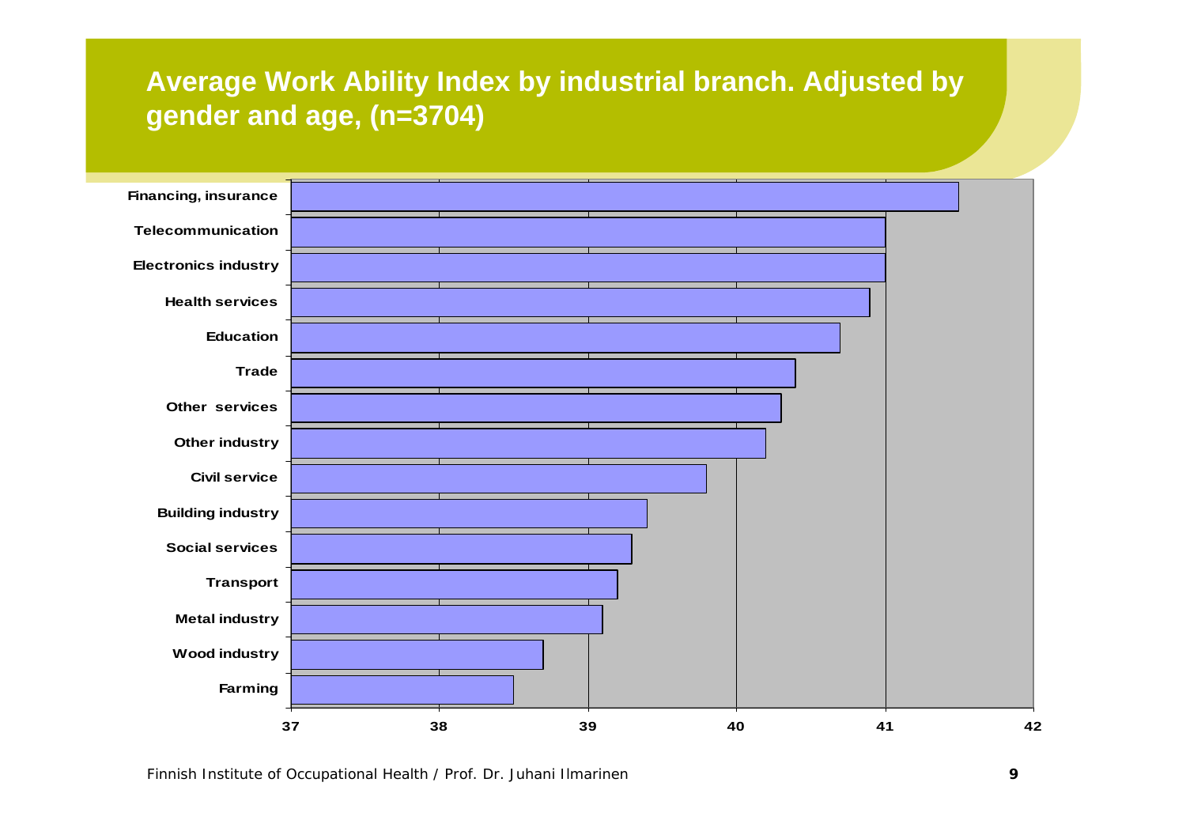## Average Work Ability Index by industrial branch. Adjusted by gender and age, (n=3704)

Financing, insurance

Telecommunication

Electronics industry

Health services

Education

Trade

Other services

Other industry

Civil service

Building industry

Social services

Transport

Metal industry

Wood industry

Farming

37 38 39 40 41 42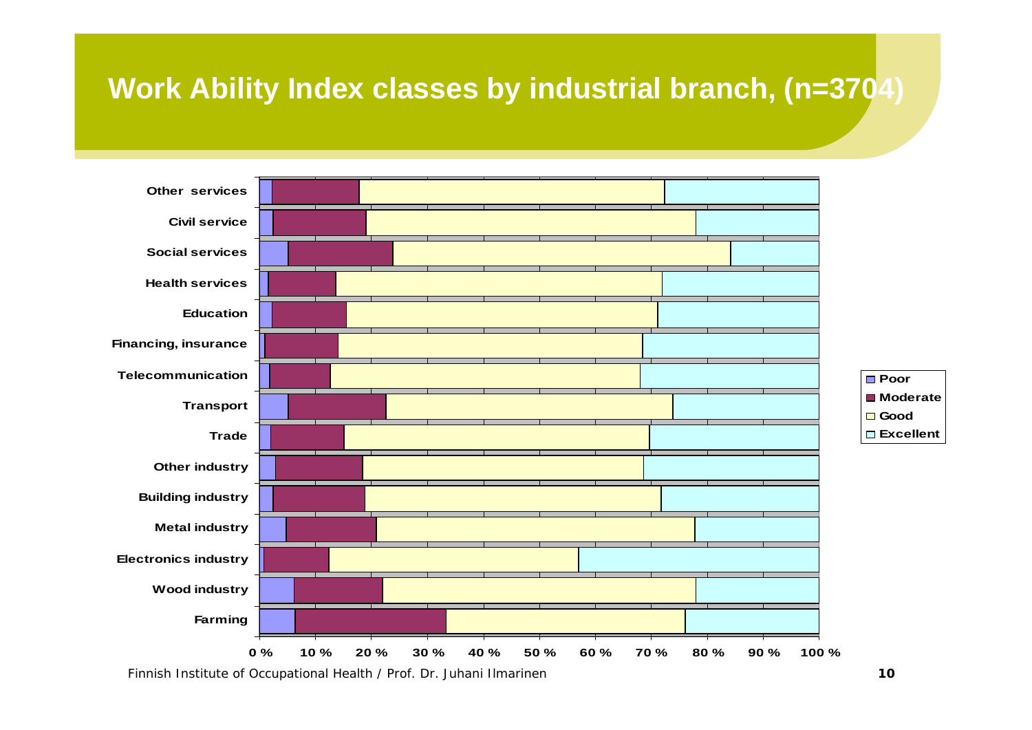# Work Ability Index classes by industrial branch, (n=3704)

Industrial branches: Other services, Civil service, Social services, Health services, Education, Financing, insurance, Telecommunication, Transport, Trade, Other industry, Building industry, Metal industry, Electronics industry, Wood industry, Farming

Legend: Poor, Moderate, Good, Excellent

0 % 10 % 20 % 30 % 40 % 50 % 60 % 70 % 80 % 90 % 100 %

Finnish Institute of Occupational Health / Prof. Dr. Juhani Ilmarinen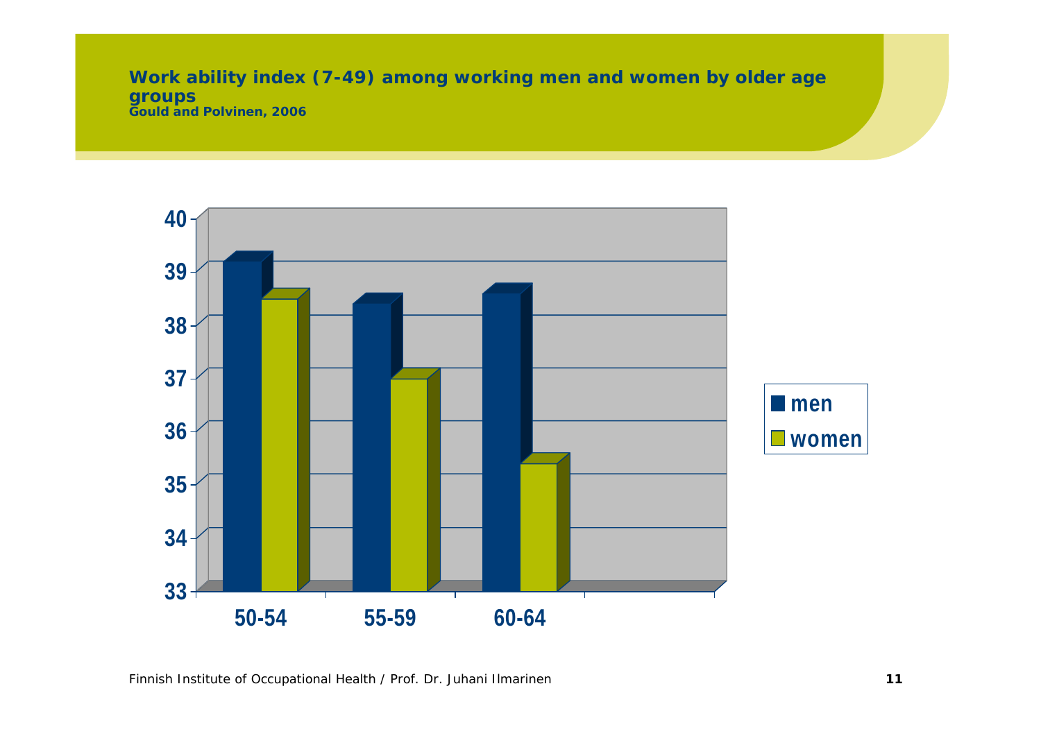## Work ability index (7-49) among working men and women by older age groups

**Gould and Polvinen, 2006**

40
39
38
37
36
35
34
33

50-54 55-59 60-64

men
women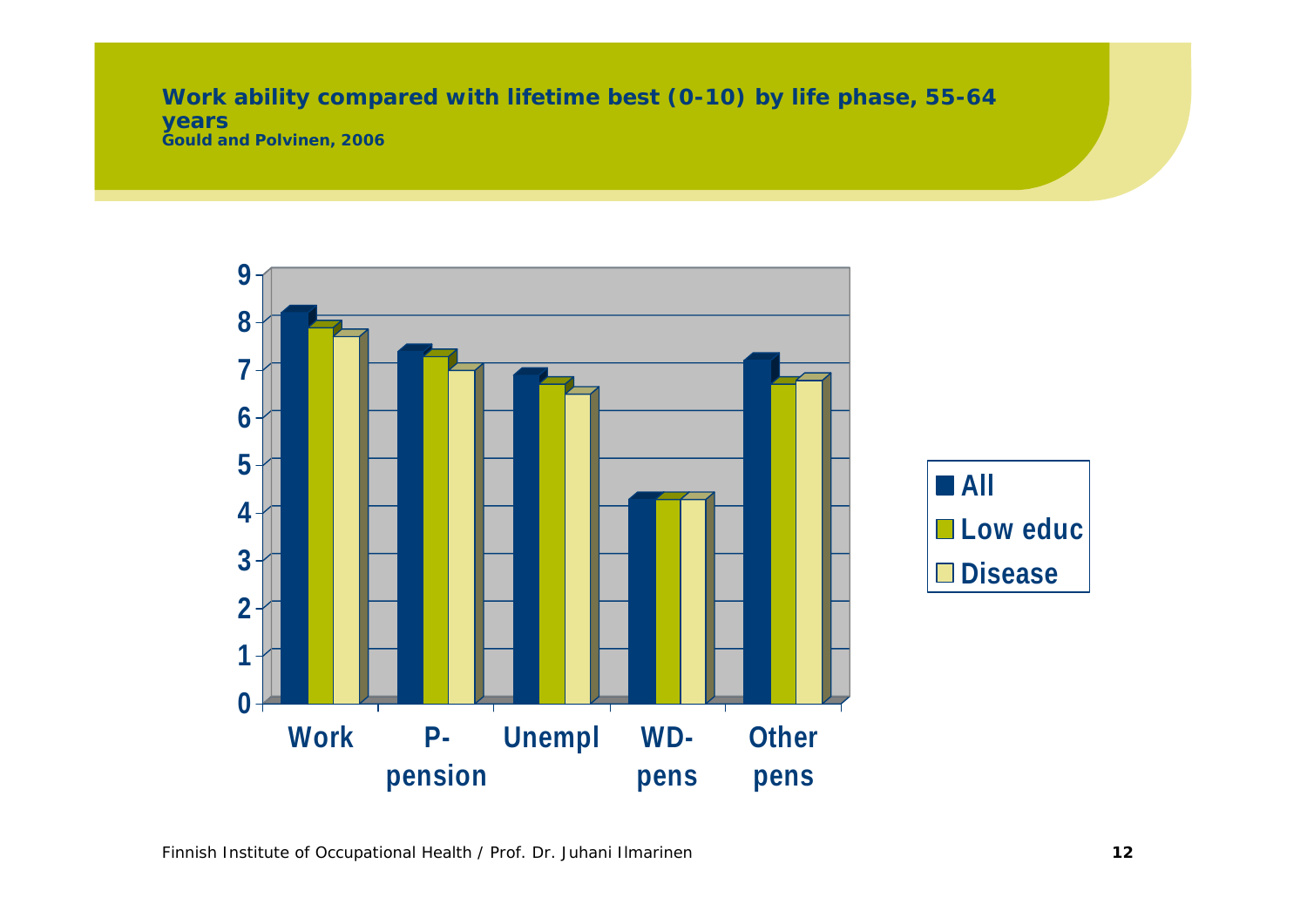## Work ability compared with lifetime best (0-10) by life phase, 55-64 years

**Gould and Polvinen, 2006**

| | Work | P-pension | Unempl | WD-pens | Other pens |
|---|---|---|---|---|---|
| All | 8.2 | 7.4 | 6.9 | 4.3 | 7.2 |
| Low educ | 7.9 | 7.3 | 6.7 | 4.3 | 6.7 |
| Disease | 7.7 | 7.0 | 6.5 | 4.3 | 6.8 |

Finnish Institute of Occupational Health / Prof. Dr. Juhani Ilmarinen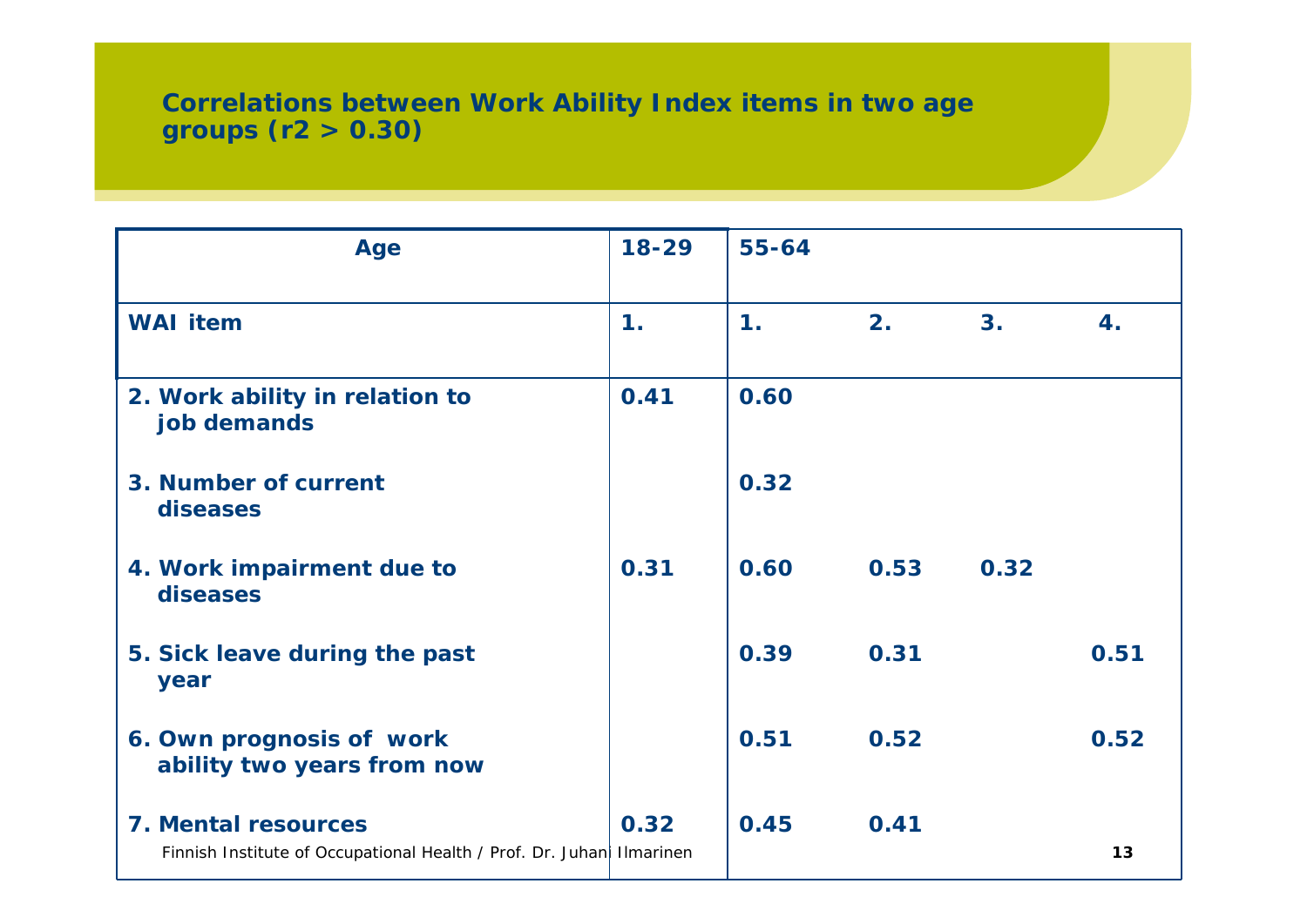## Correlations between Work Ability Index items in two age groups (r2 > 0.30)

| Age | 18-29 | 55-64 | | | |
|---|---|---|---|---|---|
| **WAI item** | **1.** | **1.** | **2.** | **3.** | **4.** |
| 2. Work ability in relation to job demands | 0.41 | 0.60 | | | |
| 3. Number of current diseases | | 0.32 | | | |
| 4. Work impairment due to diseases | 0.31 | 0.60 | 0.53 | 0.32 | |
| 5. Sick leave during the past year | | 0.39 | 0.31 | | 0.51 |
| 6. Own prognosis of work ability two years from now | | 0.51 | 0.52 | | 0.52 |
| 7. Mental resources | 0.32 | 0.45 | 0.41 | | |

Finnish Institute of Occupational Health / Prof. Dr. Juhani Ilmarinen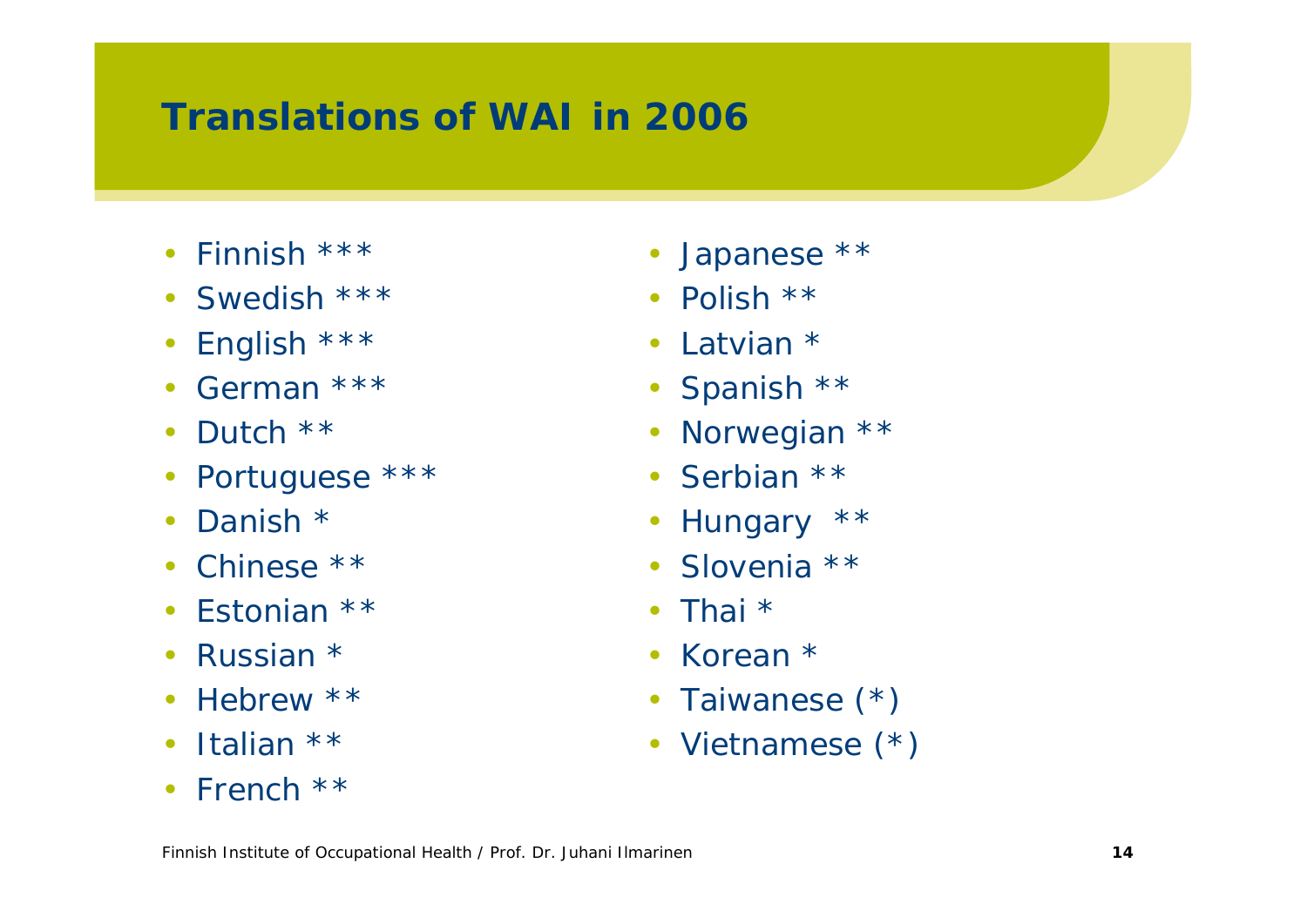# Translations of WAI in 2006

- Finnish ***
- Swedish ***
- English ***
- German ***
- Dutch **
- Portuguese ***
- Danish *
- Chinese **
- Estonian **
- Russian *
- Hebrew **
- Italian **
- French **
- Japanese **
- Polish **
- Latvian *
- Spanish **
- Norwegian **
- Serbian **
- Hungary **
- Slovenia **
- Thai *
- Korean *
- Taiwanese (*)
- Vietnamese (*)

Finnish Institute of Occupational Health / Prof. Dr. Juhani Ilmarinen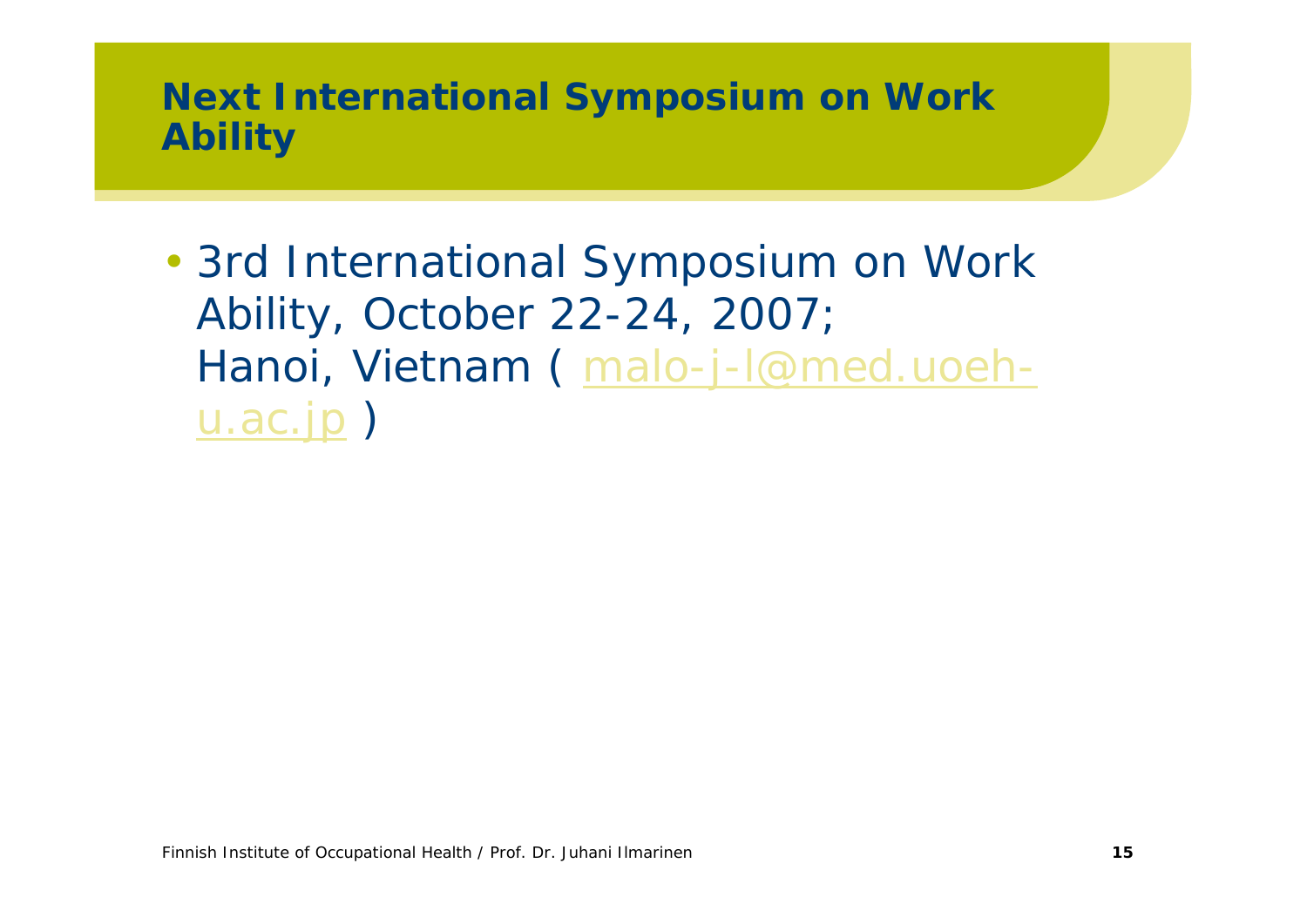# Next International Symposium on Work Ability

- 3rd International Symposium on Work Ability, October 22-24, 2007; Hanoi, Vietnam ( malo-j-l@med.uoeh-u.ac.jp )